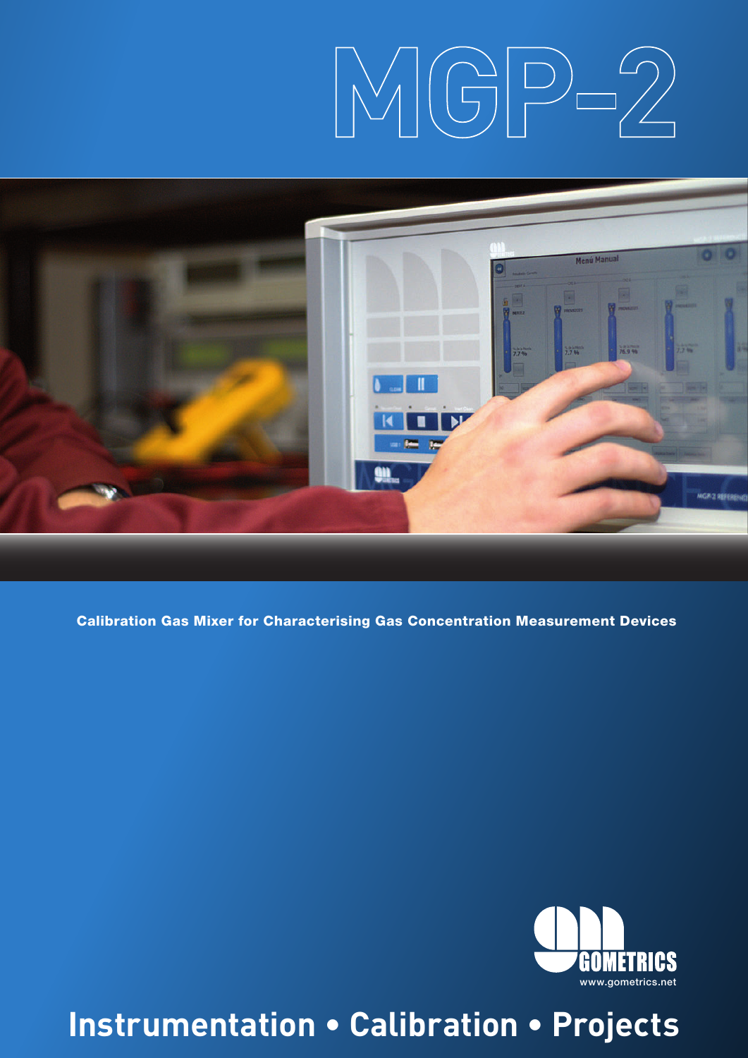# MGP-2

**Calibration Gas Mixer for Characterising Gas Concentration Measurement Devices**

GOMETRICS

www.gometrics.net

**Instrumentation • Calibration • Projects**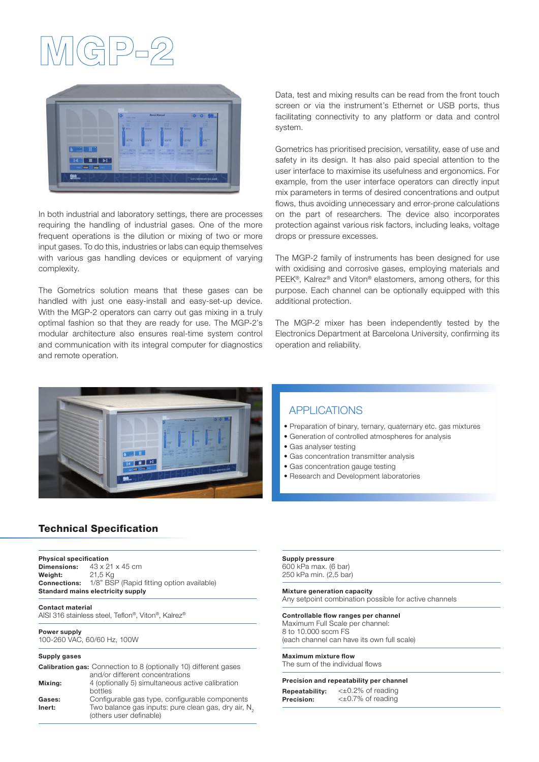# MGP-2

In both industrial and laboratory settings, there are processes requiring the handling of industrial gases. One of the more frequent operations is the dilution or mixing of two or more input gases. To do this, industries or labs can equip themselves with various gas handling devices or equipment of varying complexity.

The Gometrics solution means that these gases can be handled with just one easy-install and easy-set-up device. With the MGP-2 operators can carry out gas mixing in a truly optimal fashion so that they are ready for use. The MGP-2's modular architecture also ensures real-time system control and communication with its integral computer for diagnostics and remote operation.

Data, test and mixing results can be read from the front touch screen or via the instrument's Ethernet or USB ports, thus facilitating connectivity to any platform or data and control system.

Gometrics has prioritised precision, versatility, ease of use and safety in its design. It has also paid special attention to the user interface to maximise its usefulness and ergonomics. For example, from the user interface operators can directly input mix parameters in terms of desired concentrations and output flows, thus avoiding unnecessary and error-prone calculations on the part of researchers. The device also incorporates protection against various risk factors, including leaks, voltage drops or pressure excesses.

The MGP-2 family of instruments has been designed for use with oxidising and corrosive gases, employing materials and PEEK®, Kalrez® and Viton® elastomers, among others, for this purpose. Each channel can be optionally equipped with this additional protection.

The MGP-2 mixer has been independently tested by the Electronics Department at Barcelona University, confirming its operation and reliability.

## APPLICATIONS

- Preparation of binary, ternary, quaternary etc. gas mixtures
- Generation of controlled atmospheres for analysis
- Gas analyser testing
- Gas concentration transmitter analysis
- Gas concentration gauge testing
- Research and Development laboratories

## Technical Specification

**Physical specification**
**Dimensions:** 43 x 21 x 45 cm
**Weight:** 21,5 Kg
**Connections:** 1/8" BSP (Rapid fitting option available)
**Standard mains electricity supply**

**Contact material**
AISI 316 stainless steel, Teflon®, Viton®, Kalrez®

**Power supply**
100-260 VAC, 60/60 Hz, 100W

**Supply gases**
**Calibration gas:** Connection to 8 (optionally 10) different gases and/or different concentrations
**Mixing:** 4 (optionally 5) simultaneous active calibration bottles
**Gases:** Configurable gas type, configurable components
**Inert:** Two balance gas inputs: pure clean gas, dry air, $N_2$ (others user definable)

**Supply pressure**
600 kPa max. (6 bar)
250 kPa min. (2,5 bar)

**Mixture generation capacity**
Any setpoint combination possible for active channels

**Controllable flow ranges per channel**
Maximum Full Scale per channel:
8 to 10.000 sccm FS
(each channel can have its own full scale)

**Maximum mixture flow**
The sum of the individual flows

**Precision and repeatability per channel**
**Repeatability:** <±0.2% of reading
**Precision:** <±0.7% of reading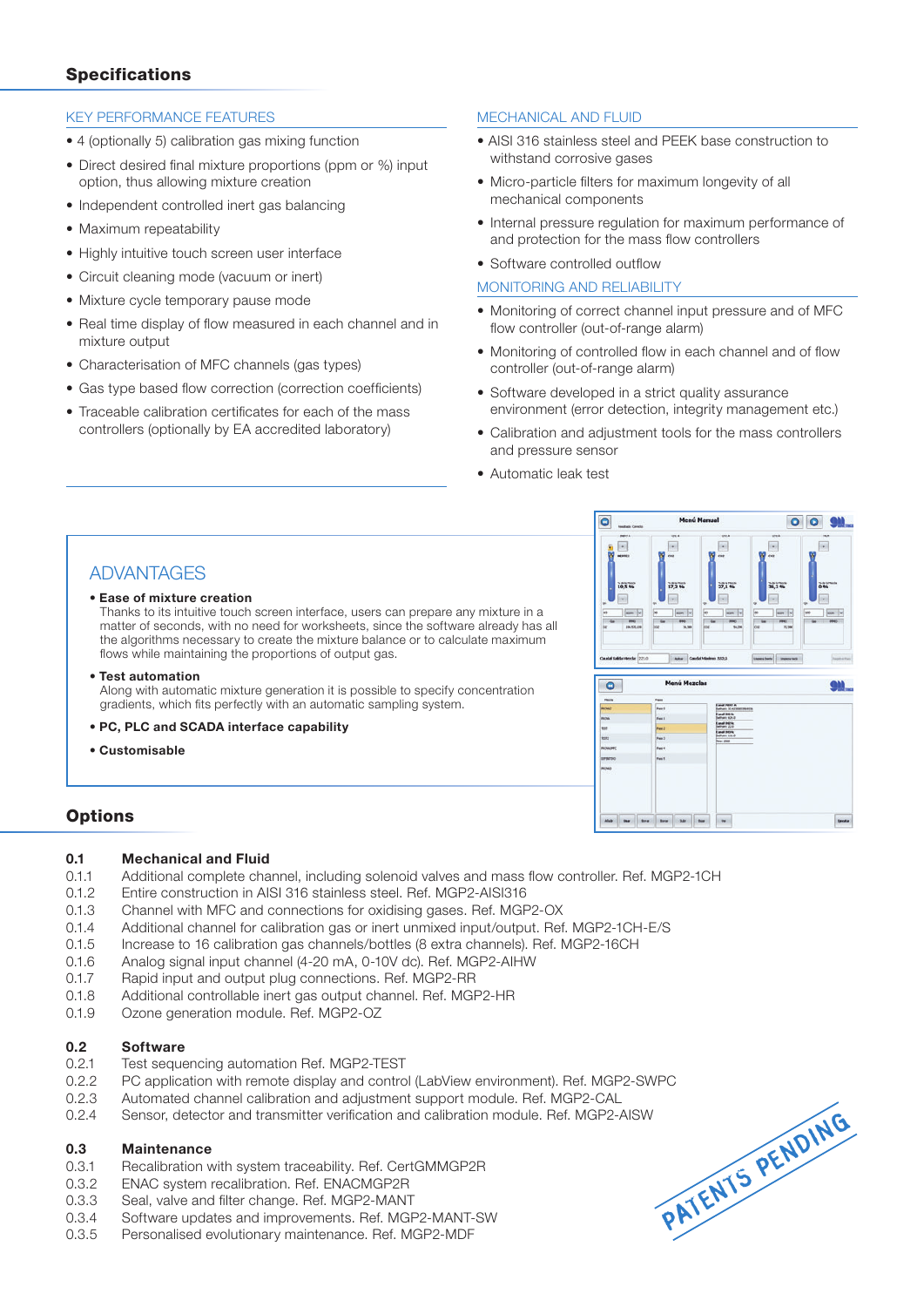## Specifications

### KEY PERFORMANCE FEATURES

- 4 (optionally 5) calibration gas mixing function
- Direct desired final mixture proportions (ppm or %) input option, thus allowing mixture creation
- Independent controlled inert gas balancing
- Maximum repeatability
- Highly intuitive touch screen user interface
- Circuit cleaning mode (vacuum or inert)
- Mixture cycle temporary pause mode
- Real time display of flow measured in each channel and in mixture output
- Characterisation of MFC channels (gas types)
- Gas type based flow correction (correction coefficients)
- Traceable calibration certificates for each of the mass controllers (optionally by EA accredited laboratory)

### MECHANICAL AND FLUID

- AISI 316 stainless steel and PEEK base construction to withstand corrosive gases
- Micro-particle filters for maximum longevity of all mechanical components
- Internal pressure regulation for maximum performance of and protection for the mass flow controllers
- Software controlled outflow

### MONITORING AND RELIABILITY

- Monitoring of correct channel input pressure and of MFC flow controller (out-of-range alarm)
- Monitoring of controlled flow in each channel and of flow controller (out-of-range alarm)
- Software developed in a strict quality assurance environment (error detection, integrity management etc.)
- Calibration and adjustment tools for the mass controllers and pressure sensor
- Automatic leak test

### ADVANTAGES

- **Ease of mixture creation**
  Thanks to its intuitive touch screen interface, users can prepare any mixture in a matter of seconds, with no need for worksheets, since the software already has all the algorithms necessary to create the mixture balance or to calculate maximum flows while maintaining the proportions of output gas.
- **Test automation**
  Along with automatic mixture generation it is possible to specify concentration gradients, which fits perfectly with an automatic sampling system.
- **PC, PLC and SCADA interface capability**
- **Customisable**

## Options

**0.1 Mechanical and Fluid**

- 0.1.1 Additional complete channel, including solenoid valves and mass flow controller. Ref. MGP2-1CH
- 0.1.2 Entire construction in AISI 316 stainless steel. Ref. MGP2-AISI316
- 0.1.3 Channel with MFC and connections for oxidising gases. Ref. MGP2-OX
- 0.1.4 Additional channel for calibration gas or inert unmixed input/output. Ref. MGP2-1CH-E/S
- 0.1.5 Increase to 16 calibration gas channels/bottles (8 extra channels). Ref. MGP2-16CH
- 0.1.6 Analog signal input channel (4-20 mA, 0-10V dc). Ref. MGP2-AIHW
- 0.1.7 Rapid input and output plug connections. Ref. MGP2-RR
- 0.1.8 Additional controllable inert gas output channel. Ref. MGP2-HR
- 0.1.9 Ozone generation module. Ref. MGP2-OZ

**0.2 Software**

- 0.2.1 Test sequencing automation Ref. MGP2-TEST
- 0.2.2 PC application with remote display and control (LabView environment). Ref. MGP2-SWPC
- 0.2.3 Automated channel calibration and adjustment support module. Ref. MGP2-CAL
- 0.2.4 Sensor, detector and transmitter verification and calibration module. Ref. MGP2-AISW

**0.3 Maintenance**

- 0.3.1 Recalibration with system traceability. Ref. CertGMMGP2R
- 0.3.2 ENAC system recalibration. Ref. ENACMGP2R
- 0.3.3 Seal, valve and filter change. Ref. MGP2-MANT
- 0.3.4 Software updates and improvements. Ref. MGP2-MANT-SW
- 0.3.5 Personalised evolutionary maintenance. Ref. MGP2-MDF

PATENTS PENDING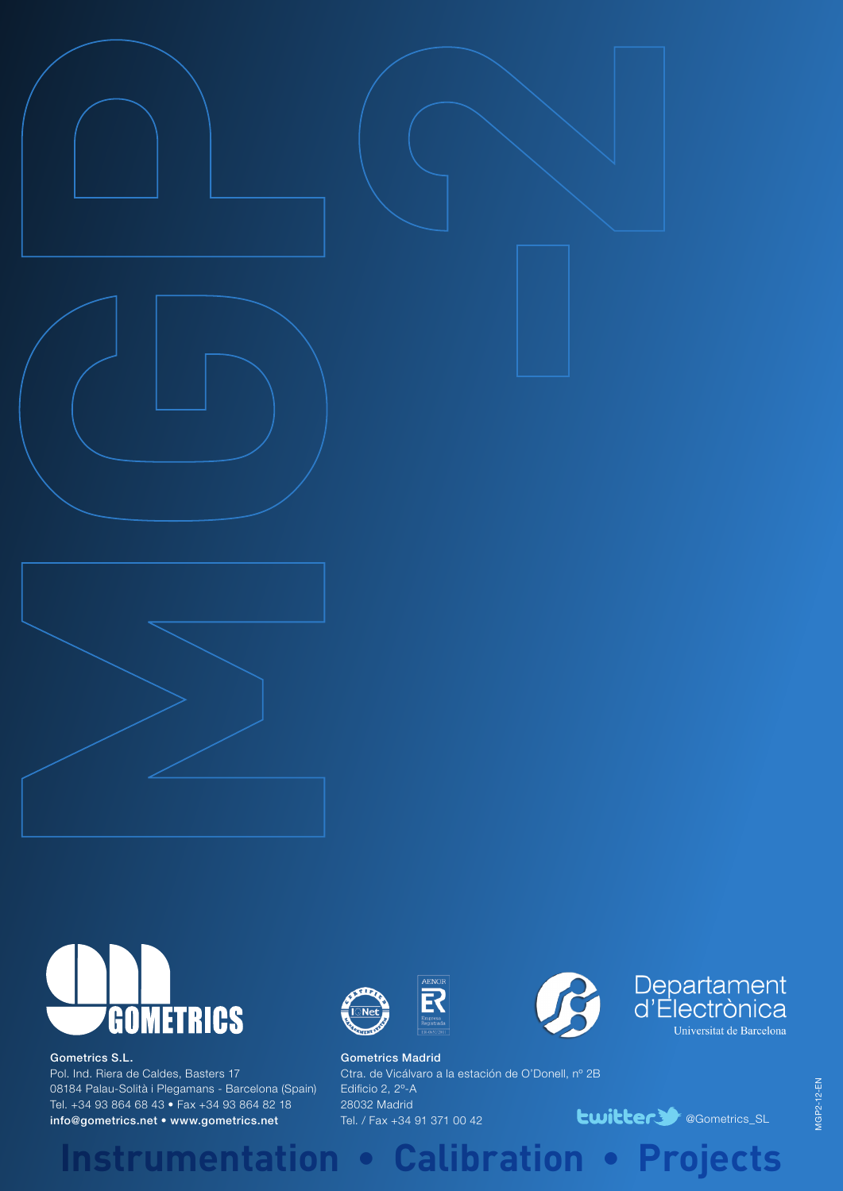MGP-2

GOMETRICS

Departament d'Electrònica
Universitat de Barcelona

**Gometrics S.L.**
Pol. Ind. Riera de Caldes, Basters 17
08184 Palau-Solità i Plegamans - Barcelona (Spain)
Tel. +34 93 864 68 43 • Fax +34 93 864 82 18
**info@gometrics.net • www.gometrics.net**

**Gometrics Madrid**
Ctra. de Vicálvaro a la estación de O'Donell, nº 2B
Edificio 2, 2º-A
28032 Madrid
Tel. / Fax +34 91 371 00 42

twitter @Gometrics_SL

MGP2-12-EN

**Instrumentation • Calibration • Projects**